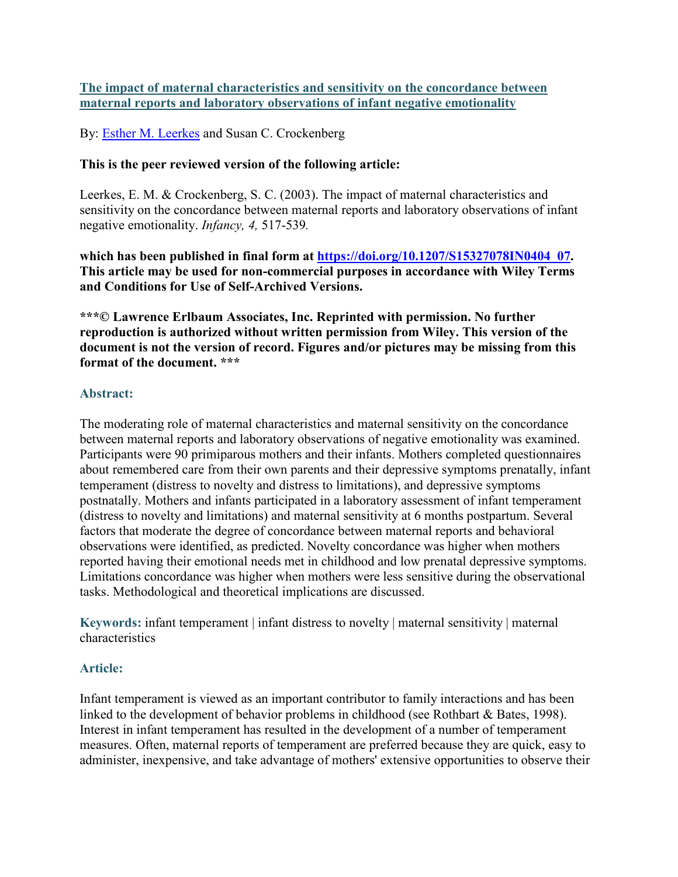# [The impact of maternal characteristics and sensitivity on the concordance between maternal reports and laboratory observations of infant negative emotionality](https://doi.org/10.1207/S15327078IN0404_07)

By: [Esther M. Leerkes]() and Susan C. Crockenberg

**This is the peer reviewed version of the following article:**

Leerkes, E. M. & Crockenberg, S. C. (2003). The impact of maternal characteristics and sensitivity on the concordance between maternal reports and laboratory observations of infant negative emotionality. *Infancy, 4,* 517-539.

**which has been published in final form at [https://doi.org/10.1207/S15327078IN0404_07](https://doi.org/10.1207/S15327078IN0404_07). This article may be used for non-commercial purposes in accordance with Wiley Terms and Conditions for Use of Self-Archived Versions.**

**\*\*\*© Lawrence Erlbaum Associates, Inc. Reprinted with permission. No further reproduction is authorized without written permission from Wiley. This version of the document is not the version of record. Figures and/or pictures may be missing from this format of the document. \*\*\***

## Abstract:

The moderating role of maternal characteristics and maternal sensitivity on the concordance between maternal reports and laboratory observations of negative emotionality was examined. Participants were 90 primiparous mothers and their infants. Mothers completed questionnaires about remembered care from their own parents and their depressive symptoms prenatally, infant temperament (distress to novelty and distress to limitations), and depressive symptoms postnatally. Mothers and infants participated in a laboratory assessment of infant temperament (distress to novelty and limitations) and maternal sensitivity at 6 months postpartum. Several factors that moderate the degree of concordance between maternal reports and behavioral observations were identified, as predicted. Novelty concordance was higher when mothers reported having their emotional needs met in childhood and low prenatal depressive symptoms. Limitations concordance was higher when mothers were less sensitive during the observational tasks. Methodological and theoretical implications are discussed.

**Keywords:** infant temperament | infant distress to novelty | maternal sensitivity | maternal characteristics

## Article:

Infant temperament is viewed as an important contributor to family interactions and has been linked to the development of behavior problems in childhood (see Rothbart & Bates, 1998). Interest in infant temperament has resulted in the development of a number of temperament measures. Often, maternal reports of temperament are preferred because they are quick, easy to administer, inexpensive, and take advantage of mothers' extensive opportunities to observe their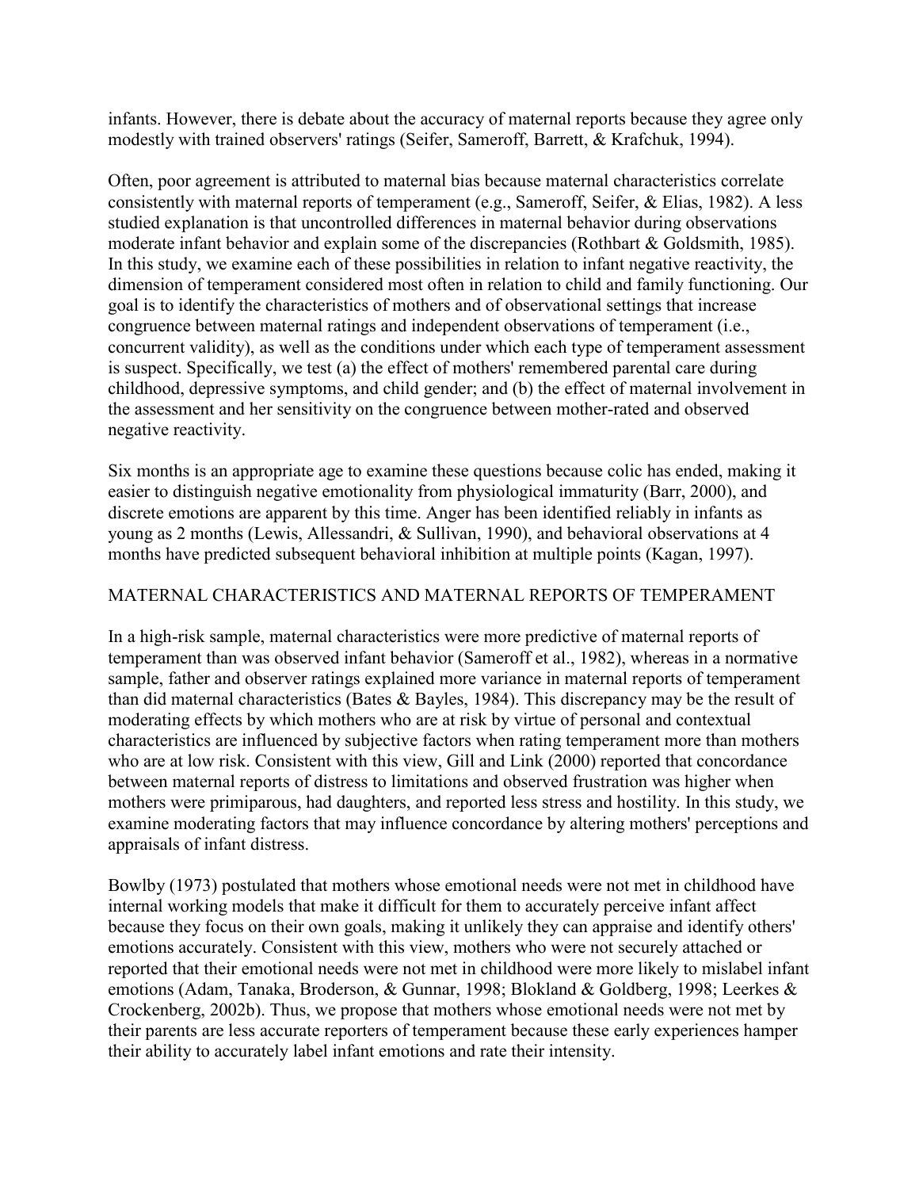infants. However, there is debate about the accuracy of maternal reports because they agree only modestly with trained observers' ratings (Seifer, Sameroff, Barrett, & Krafchuk, 1994).

Often, poor agreement is attributed to maternal bias because maternal characteristics correlate consistently with maternal reports of temperament (e.g., Sameroff, Seifer, & Elias, 1982). A less studied explanation is that uncontrolled differences in maternal behavior during observations moderate infant behavior and explain some of the discrepancies (Rothbart & Goldsmith, 1985). In this study, we examine each of these possibilities in relation to infant negative reactivity, the dimension of temperament considered most often in relation to child and family functioning. Our goal is to identify the characteristics of mothers and of observational settings that increase congruence between maternal ratings and independent observations of temperament (i.e., concurrent validity), as well as the conditions under which each type of temperament assessment is suspect. Specifically, we test (a) the effect of mothers' remembered parental care during childhood, depressive symptoms, and child gender; and (b) the effect of maternal involvement in the assessment and her sensitivity on the congruence between mother-rated and observed negative reactivity.

Six months is an appropriate age to examine these questions because colic has ended, making it easier to distinguish negative emotionality from physiological immaturity (Barr, 2000), and discrete emotions are apparent by this time. Anger has been identified reliably in infants as young as 2 months (Lewis, Allessandri, & Sullivan, 1990), and behavioral observations at 4 months have predicted subsequent behavioral inhibition at multiple points (Kagan, 1997).

## MATERNAL CHARACTERISTICS AND MATERNAL REPORTS OF TEMPERAMENT

In a high-risk sample, maternal characteristics were more predictive of maternal reports of temperament than was observed infant behavior (Sameroff et al., 1982), whereas in a normative sample, father and observer ratings explained more variance in maternal reports of temperament than did maternal characteristics (Bates & Bayles, 1984). This discrepancy may be the result of moderating effects by which mothers who are at risk by virtue of personal and contextual characteristics are influenced by subjective factors when rating temperament more than mothers who are at low risk. Consistent with this view, Gill and Link (2000) reported that concordance between maternal reports of distress to limitations and observed frustration was higher when mothers were primiparous, had daughters, and reported less stress and hostility. In this study, we examine moderating factors that may influence concordance by altering mothers' perceptions and appraisals of infant distress.

Bowlby (1973) postulated that mothers whose emotional needs were not met in childhood have internal working models that make it difficult for them to accurately perceive infant affect because they focus on their own goals, making it unlikely they can appraise and identify others' emotions accurately. Consistent with this view, mothers who were not securely attached or reported that their emotional needs were not met in childhood were more likely to mislabel infant emotions (Adam, Tanaka, Broderson, & Gunnar, 1998; Blokland & Goldberg, 1998; Leerkes & Crockenberg, 2002b). Thus, we propose that mothers whose emotional needs were not met by their parents are less accurate reporters of temperament because these early experiences hamper their ability to accurately label infant emotions and rate their intensity.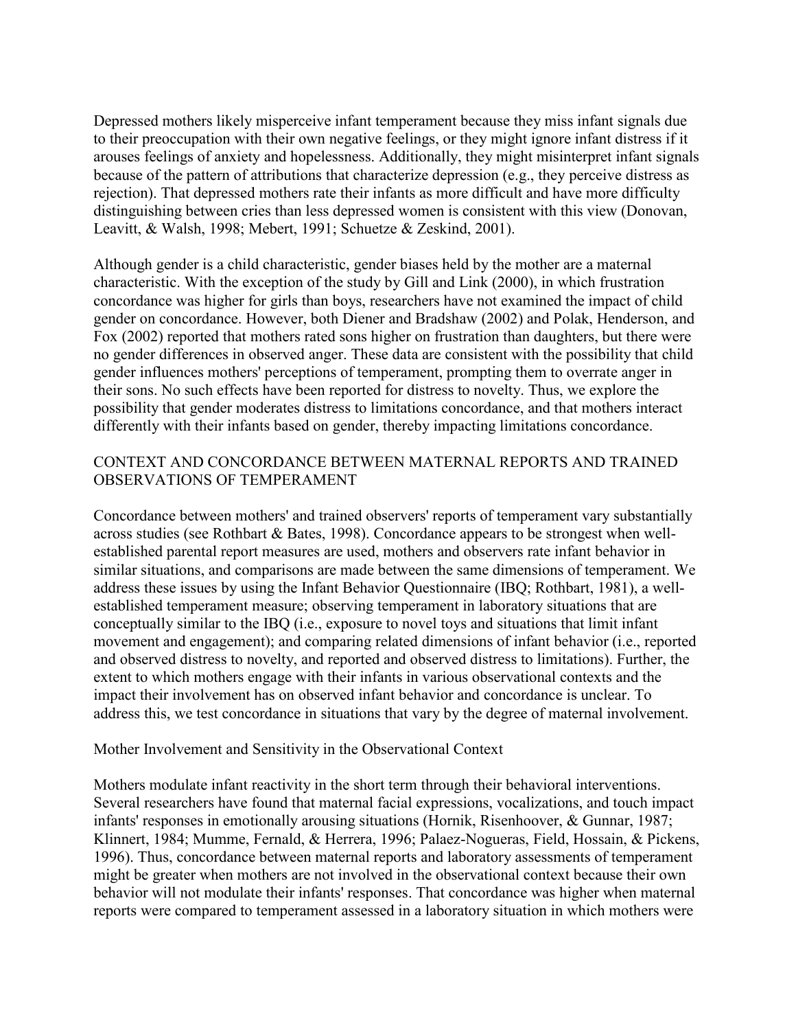Depressed mothers likely misperceive infant temperament because they miss infant signals due to their preoccupation with their own negative feelings, or they might ignore infant distress if it arouses feelings of anxiety and hopelessness. Additionally, they might misinterpret infant signals because of the pattern of attributions that characterize depression (e.g., they perceive distress as rejection). That depressed mothers rate their infants as more difficult and have more difficulty distinguishing between cries than less depressed women is consistent with this view (Donovan, Leavitt, & Walsh, 1998; Mebert, 1991; Schuetze & Zeskind, 2001).

Although gender is a child characteristic, gender biases held by the mother are a maternal characteristic. With the exception of the study by Gill and Link (2000), in which frustration concordance was higher for girls than boys, researchers have not examined the impact of child gender on concordance. However, both Diener and Bradshaw (2002) and Polak, Henderson, and Fox (2002) reported that mothers rated sons higher on frustration than daughters, but there were no gender differences in observed anger. These data are consistent with the possibility that child gender influences mothers' perceptions of temperament, prompting them to overrate anger in their sons. No such effects have been reported for distress to novelty. Thus, we explore the possibility that gender moderates distress to limitations concordance, and that mothers interact differently with their infants based on gender, thereby impacting limitations concordance.

## CONTEXT AND CONCORDANCE BETWEEN MATERNAL REPORTS AND TRAINED OBSERVATIONS OF TEMPERAMENT

Concordance between mothers' and trained observers' reports of temperament vary substantially across studies (see Rothbart & Bates, 1998). Concordance appears to be strongest when well-established parental report measures are used, mothers and observers rate infant behavior in similar situations, and comparisons are made between the same dimensions of temperament. We address these issues by using the Infant Behavior Questionnaire (IBQ; Rothbart, 1981), a well-established temperament measure; observing temperament in laboratory situations that are conceptually similar to the IBQ (i.e., exposure to novel toys and situations that limit infant movement and engagement); and comparing related dimensions of infant behavior (i.e., reported and observed distress to novelty, and reported and observed distress to limitations). Further, the extent to which mothers engage with their infants in various observational contexts and the impact their involvement has on observed infant behavior and concordance is unclear. To address this, we test concordance in situations that vary by the degree of maternal involvement.

### Mother Involvement and Sensitivity in the Observational Context

Mothers modulate infant reactivity in the short term through their behavioral interventions. Several researchers have found that maternal facial expressions, vocalizations, and touch impact infants' responses in emotionally arousing situations (Hornik, Risenhoover, & Gunnar, 1987; Klinnert, 1984; Mumme, Fernald, & Herrera, 1996; Palaez-Nogueras, Field, Hossain, & Pickens, 1996). Thus, concordance between maternal reports and laboratory assessments of temperament might be greater when mothers are not involved in the observational context because their own behavior will not modulate their infants' responses. That concordance was higher when maternal reports were compared to temperament assessed in a laboratory situation in which mothers were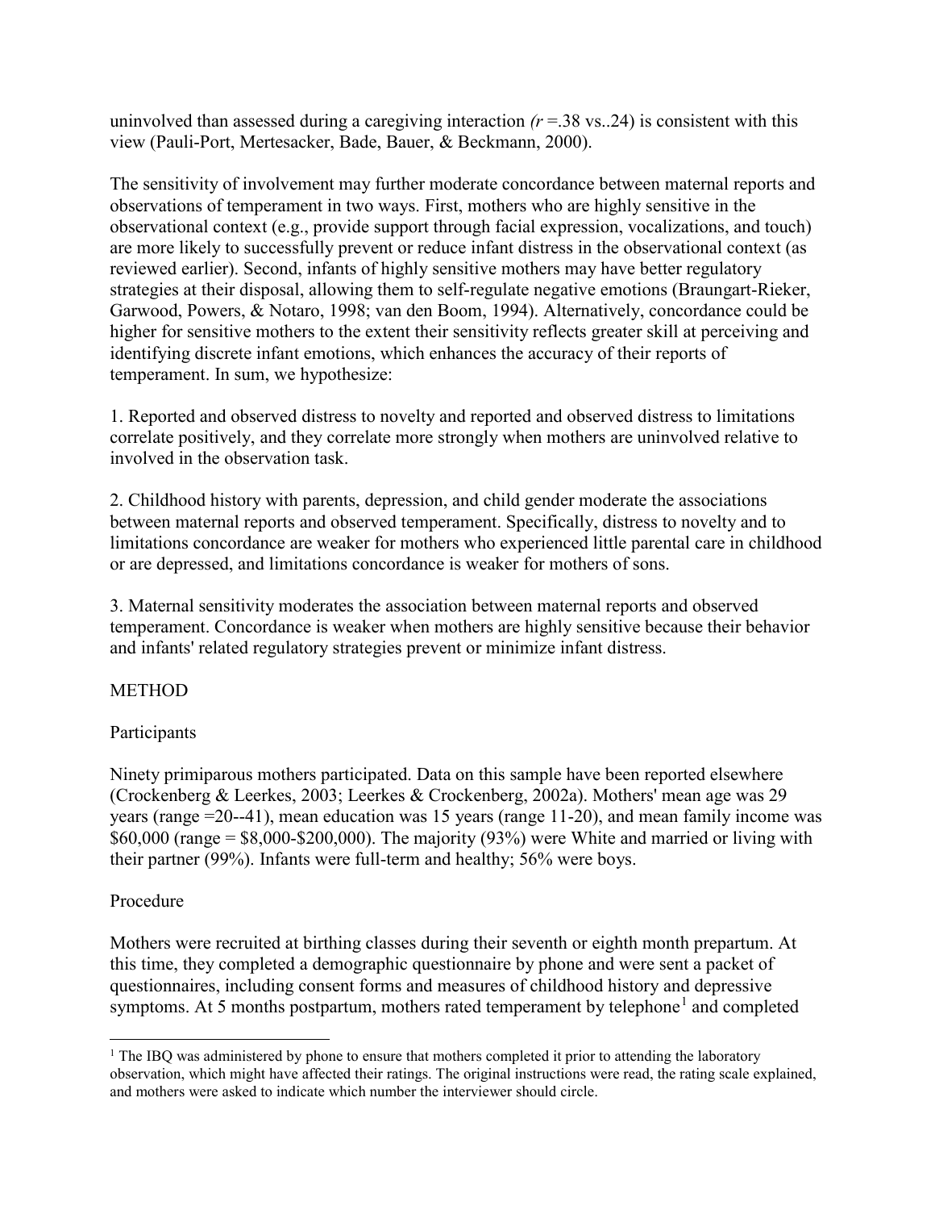uninvolved than assessed during a caregiving interaction *(r* =.38 vs..24) is consistent with this view (Pauli-Port, Mertesacker, Bade, Bauer, & Beckmann, 2000).

The sensitivity of involvement may further moderate concordance between maternal reports and observations of temperament in two ways. First, mothers who are highly sensitive in the observational context (e.g., provide support through facial expression, vocalizations, and touch) are more likely to successfully prevent or reduce infant distress in the observational context (as reviewed earlier). Second, infants of highly sensitive mothers may have better regulatory strategies at their disposal, allowing them to self-regulate negative emotions (Braungart-Rieker, Garwood, Powers, & Notaro, 1998; van den Boom, 1994). Alternatively, concordance could be higher for sensitive mothers to the extent their sensitivity reflects greater skill at perceiving and identifying discrete infant emotions, which enhances the accuracy of their reports of temperament. In sum, we hypothesize:

1. Reported and observed distress to novelty and reported and observed distress to limitations correlate positively, and they correlate more strongly when mothers are uninvolved relative to involved in the observation task.

2. Childhood history with parents, depression, and child gender moderate the associations between maternal reports and observed temperament. Specifically, distress to novelty and to limitations concordance are weaker for mothers who experienced little parental care in childhood or are depressed, and limitations concordance is weaker for mothers of sons.

3. Maternal sensitivity moderates the association between maternal reports and observed temperament. Concordance is weaker when mothers are highly sensitive because their behavior and infants' related regulatory strategies prevent or minimize infant distress.

## METHOD

### Participants

Ninety primiparous mothers participated. Data on this sample have been reported elsewhere (Crockenberg & Leerkes, 2003; Leerkes & Crockenberg, 2002a). Mothers' mean age was 29 years (range =20--41), mean education was 15 years (range 11-20), and mean family income was $60,000 (range = $8,000-$200,000). The majority (93%) were White and married or living with their partner (99%). Infants were full-term and healthy; 56% were boys.

### Procedure

Mothers were recruited at birthing classes during their seventh or eighth month prepartum. At this time, they completed a demographic questionnaire by phone and were sent a packet of questionnaires, including consent forms and measures of childhood history and depressive symptoms. At 5 months postpartum, mothers rated temperament by telephone[1] and completed

[1] The IBQ was administered by phone to ensure that mothers completed it prior to attending the laboratory observation, which might have affected their ratings. The original instructions were read, the rating scale explained, and mothers were asked to indicate which number the interviewer should circle.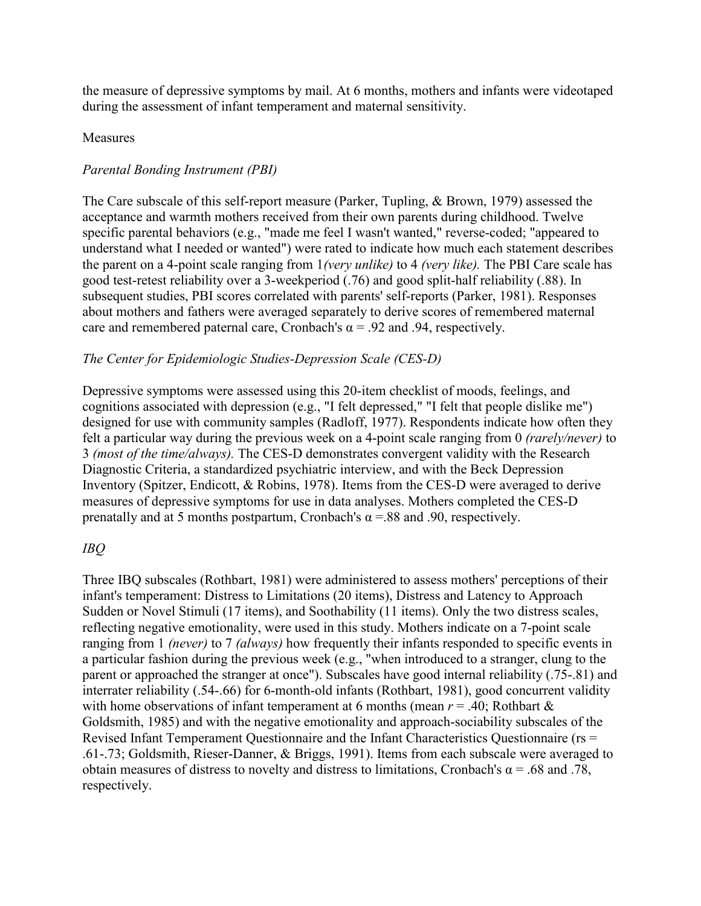the measure of depressive symptoms by mail. At 6 months, mothers and infants were videotaped during the assessment of infant temperament and maternal sensitivity.

## Measures

### *Parental Bonding Instrument (PBI)*

The Care subscale of this self-report measure (Parker, Tupling, & Brown, 1979) assessed the acceptance and warmth mothers received from their own parents during childhood. Twelve specific parental behaviors (e.g., "made me feel I wasn't wanted," reverse-coded; "appeared to understand what I needed or wanted") were rated to indicate how much each statement describes the parent on a 4-point scale ranging from 1 *(very unlike)* to 4 *(very like).* The PBI Care scale has good test-retest reliability over a 3-weekperiod (.76) and good split-half reliability (.88). In subsequent studies, PBI scores correlated with parents' self-reports (Parker, 1981). Responses about mothers and fathers were averaged separately to derive scores of remembered maternal care and remembered paternal care, Cronbach's $\alpha$ = .92 and .94, respectively.

### *The Center for Epidemiologic Studies-Depression Scale (CES-D)*

Depressive symptoms were assessed using this 20-item checklist of moods, feelings, and cognitions associated with depression (e.g., "I felt depressed," "I felt that people dislike me") designed for use with community samples (Radloff, 1977). Respondents indicate how often they felt a particular way during the previous week on a 4-point scale ranging from 0 *(rarely/never)* to 3 *(most of the time/always).* The CES-D demonstrates convergent validity with the Research Diagnostic Criteria, a standardized psychiatric interview, and with the Beck Depression Inventory (Spitzer, Endicott, & Robins, 1978). Items from the CES-D were averaged to derive measures of depressive symptoms for use in data analyses. Mothers completed the CES-D prenatally and at 5 months postpartum, Cronbach's $\alpha$ =.88 and .90, respectively.

### *IBQ*

Three IBQ subscales (Rothbart, 1981) were administered to assess mothers' perceptions of their infant's temperament: Distress to Limitations (20 items), Distress and Latency to Approach Sudden or Novel Stimuli (17 items), and Soothability (11 items). Only the two distress scales, reflecting negative emotionality, were used in this study. Mothers indicate on a 7-point scale ranging from 1 *(never)* to 7 *(always)* how frequently their infants responded to specific events in a particular fashion during the previous week (e.g., "when introduced to a stranger, clung to the parent or approached the stranger at once"). Subscales have good internal reliability (.75-.81) and interrater reliability (.54-.66) for 6-month-old infants (Rothbart, 1981), good concurrent validity with home observations of infant temperament at 6 months (mean $r$ = .40; Rothbart & Goldsmith, 1985) and with the negative emotionality and approach-sociability subscales of the Revised Infant Temperament Questionnaire and the Infant Characteristics Questionnaire (rs = .61-.73; Goldsmith, Rieser-Danner, & Briggs, 1991). Items from each subscale were averaged to obtain measures of distress to novelty and distress to limitations, Cronbach's $\alpha$ = .68 and .78, respectively.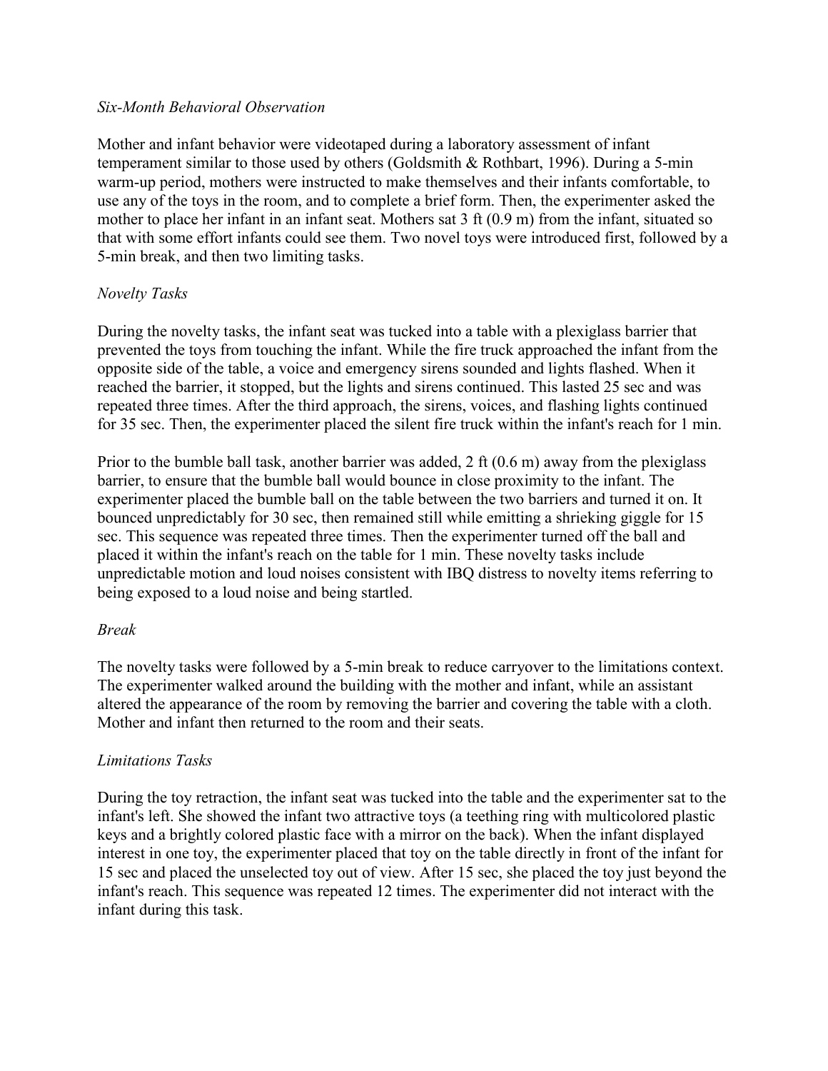*Six-Month Behavioral Observation*

Mother and infant behavior were videotaped during a laboratory assessment of infant temperament similar to those used by others (Goldsmith & Rothbart, 1996). During a 5-min warm-up period, mothers were instructed to make themselves and their infants comfortable, to use any of the toys in the room, and to complete a brief form. Then, the experimenter asked the mother to place her infant in an infant seat. Mothers sat 3 ft (0.9 m) from the infant, situated so that with some effort infants could see them. Two novel toys were introduced first, followed by a 5-min break, and then two limiting tasks.

*Novelty Tasks*

During the novelty tasks, the infant seat was tucked into a table with a plexiglass barrier that prevented the toys from touching the infant. While the fire truck approached the infant from the opposite side of the table, a voice and emergency sirens sounded and lights flashed. When it reached the barrier, it stopped, but the lights and sirens continued. This lasted 25 sec and was repeated three times. After the third approach, the sirens, voices, and flashing lights continued for 35 sec. Then, the experimenter placed the silent fire truck within the infant's reach for 1 min.

Prior to the bumble ball task, another barrier was added, 2 ft (0.6 m) away from the plexiglass barrier, to ensure that the bumble ball would bounce in close proximity to the infant. The experimenter placed the bumble ball on the table between the two barriers and turned it on. It bounced unpredictably for 30 sec, then remained still while emitting a shrieking giggle for 15 sec. This sequence was repeated three times. Then the experimenter turned off the ball and placed it within the infant's reach on the table for 1 min. These novelty tasks include unpredictable motion and loud noises consistent with IBQ distress to novelty items referring to being exposed to a loud noise and being startled.

*Break*

The novelty tasks were followed by a 5-min break to reduce carryover to the limitations context. The experimenter walked around the building with the mother and infant, while an assistant altered the appearance of the room by removing the barrier and covering the table with a cloth. Mother and infant then returned to the room and their seats.

*Limitations Tasks*

During the toy retraction, the infant seat was tucked into the table and the experimenter sat to the infant's left. She showed the infant two attractive toys (a teething ring with multicolored plastic keys and a brightly colored plastic face with a mirror on the back). When the infant displayed interest in one toy, the experimenter placed that toy on the table directly in front of the infant for 15 sec and placed the unselected toy out of view. After 15 sec, she placed the toy just beyond the infant's reach. This sequence was repeated 12 times. The experimenter did not interact with the infant during this task.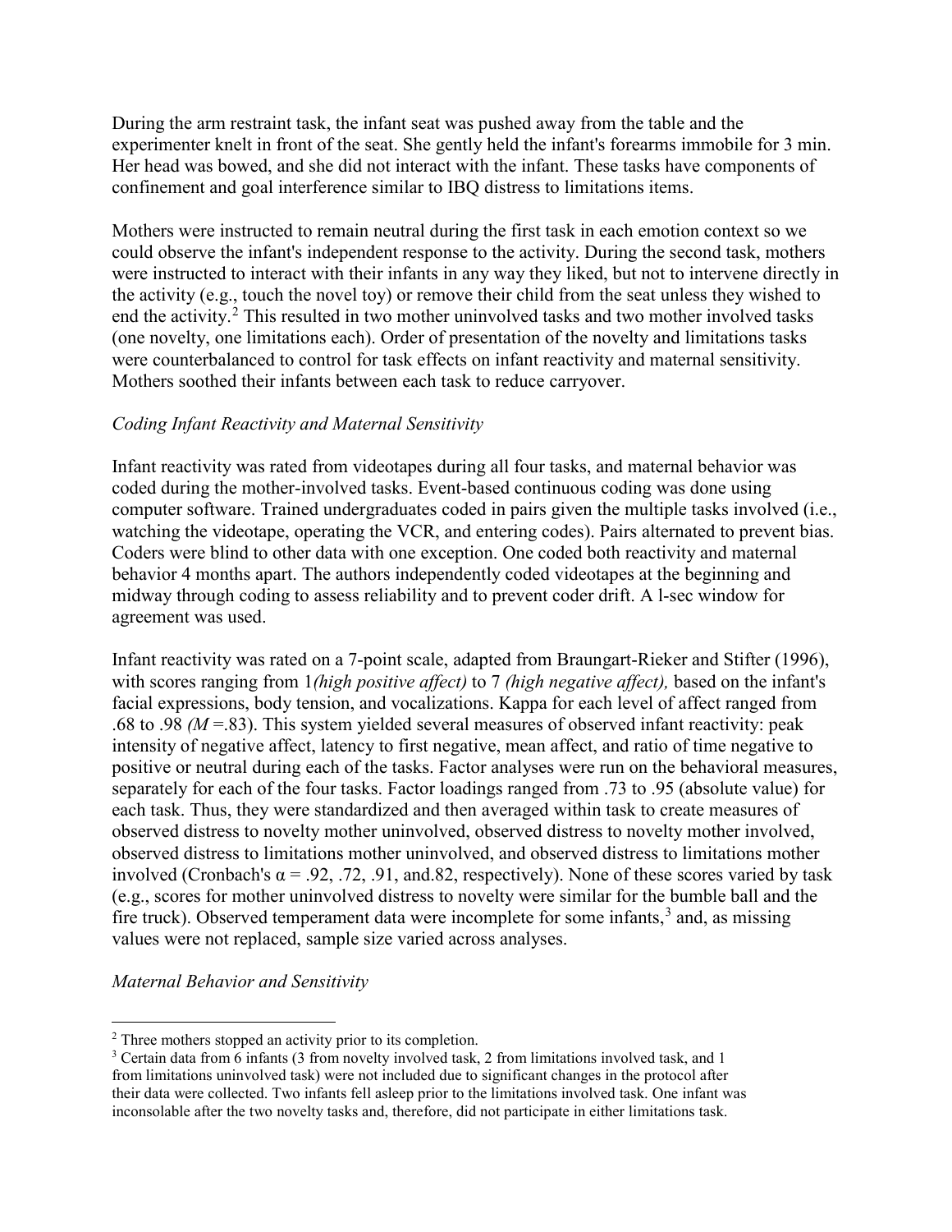During the arm restraint task, the infant seat was pushed away from the table and the experimenter knelt in front of the seat. She gently held the infant's forearms immobile for 3 min. Her head was bowed, and she did not interact with the infant. These tasks have components of confinement and goal interference similar to IBQ distress to limitations items.

Mothers were instructed to remain neutral during the first task in each emotion context so we could observe the infant's independent response to the activity. During the second task, mothers were instructed to interact with their infants in any way they liked, but not to intervene directly in the activity (e.g., touch the novel toy) or remove their child from the seat unless they wished to end the activity.[2] This resulted in two mother uninvolved tasks and two mother involved tasks (one novelty, one limitations each). Order of presentation of the novelty and limitations tasks were counterbalanced to control for task effects on infant reactivity and maternal sensitivity. Mothers soothed their infants between each task to reduce carryover.

### *Coding Infant Reactivity and Maternal Sensitivity*

Infant reactivity was rated from videotapes during all four tasks, and maternal behavior was coded during the mother-involved tasks. Event-based continuous coding was done using computer software. Trained undergraduates coded in pairs given the multiple tasks involved (i.e., watching the videotape, operating the VCR, and entering codes). Pairs alternated to prevent bias. Coders were blind to other data with one exception. One coded both reactivity and maternal behavior 4 months apart. The authors independently coded videotapes at the beginning and midway through coding to assess reliability and to prevent coder drift. A l-sec window for agreement was used.

Infant reactivity was rated on a 7-point scale, adapted from Braungart-Rieker and Stifter (1996), with scores ranging from 1 *(high positive affect)* to 7 *(high negative affect),* based on the infant's facial expressions, body tension, and vocalizations. Kappa for each level of affect ranged from .68 to .98 ($M$ =.83). This system yielded several measures of observed infant reactivity: peak intensity of negative affect, latency to first negative, mean affect, and ratio of time negative to positive or neutral during each of the tasks. Factor analyses were run on the behavioral measures, separately for each of the four tasks. Factor loadings ranged from .73 to .95 (absolute value) for each task. Thus, they were standardized and then averaged within task to create measures of observed distress to novelty mother uninvolved, observed distress to novelty mother involved, observed distress to limitations mother uninvolved, and observed distress to limitations mother involved (Cronbach's $\alpha$ = .92, .72, .91, and.82, respectively). None of these scores varied by task (e.g., scores for mother uninvolved distress to novelty were similar for the bumble ball and the fire truck). Observed temperament data were incomplete for some infants,[3] and, as missing values were not replaced, sample size varied across analyses.

### *Maternal Behavior and Sensitivity*

---

[2] Three mothers stopped an activity prior to its completion.

[3] Certain data from 6 infants (3 from novelty involved task, 2 from limitations involved task, and 1 from limitations uninvolved task) were not included due to significant changes in the protocol after their data were collected. Two infants fell asleep prior to the limitations involved task. One infant was inconsolable after the two novelty tasks and, therefore, did not participate in either limitations task.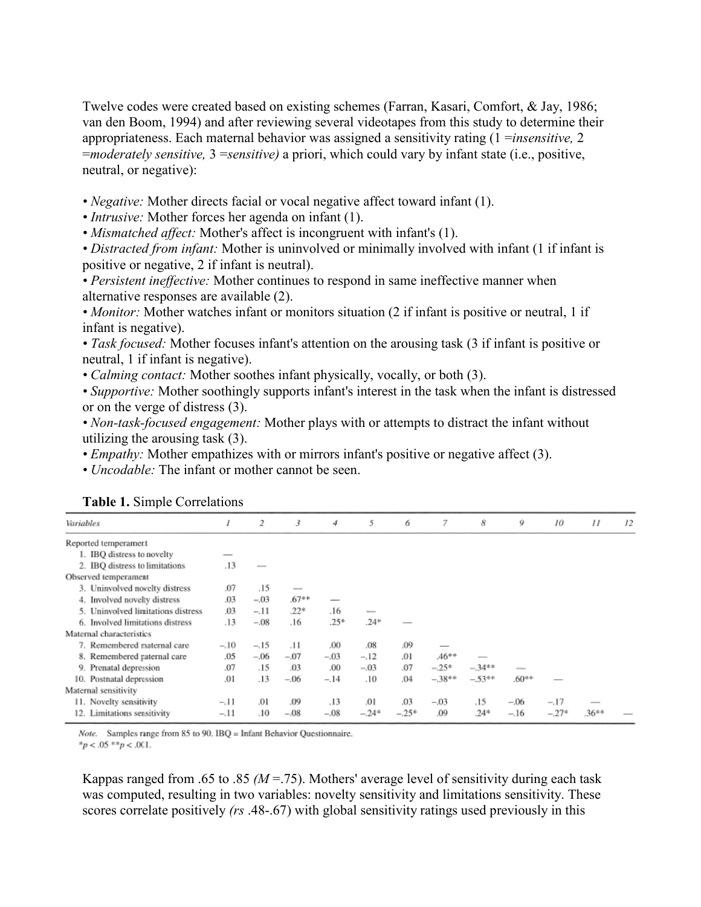Twelve codes were created based on existing schemes (Farran, Kasari, Comfort, & Jay, 1986; van den Boom, 1994) and after reviewing several videotapes from this study to determine their appropriateness. Each maternal behavior was assigned a sensitivity rating (1 =*insensitive,* 2 =*moderately sensitive,* 3 =*sensitive)* a priori, which could vary by infant state (i.e., positive, neutral, or negative):

- *Negative:* Mother directs facial or vocal negative affect toward infant (1).
- *Intrusive:* Mother forces her agenda on infant (1).
- *Mismatched affect:* Mother's affect is incongruent with infant's (1).
- *Distracted from infant:* Mother is uninvolved or minimally involved with infant (1 if infant is positive or negative, 2 if infant is neutral).
- *Persistent ineffective:* Mother continues to respond in same ineffective manner when alternative responses are available (2).
- *Monitor:* Mother watches infant or monitors situation (2 if infant is positive or neutral, 1 if infant is negative).
- *Task focused:* Mother focuses infant's attention on the arousing task (3 if infant is positive or neutral, 1 if infant is negative).
- *Calming contact:* Mother soothes infant physically, vocally, or both (3).
- *Supportive:* Mother soothingly supports infant's interest in the task when the infant is distressed or on the verge of distress (3).
- *Non-task-focused engagement:* Mother plays with or attempts to distract the infant without utilizing the arousing task (3).
- *Empathy:* Mother empathizes with or mirrors infant's positive or negative affect (3).
- *Uncodable:* The infant or mother cannot be seen.

**Table 1.** Simple Correlations

| *Variables* | *1* | *2* | *3* | *4* | *5* | *6* | *7* | *8* | *9* | *10* | *11* | *12* |
|---|---|---|---|---|---|---|---|---|---|---|---|---|
| Reported temperament | | | | | | | | | | | | |
| 1. IBQ distress to novelty | — | | | | | | | | | | | |
| 2. IBQ distress to limitations | .13 | — | | | | | | | | | | |
| Observed temperament | | | | | | | | | | | | |
| 3. Uninvolved novelty distress | .07 | .15 | — | | | | | | | | | |
| 4. Involved novelty distress | .03 | −.03 | .67** | — | | | | | | | | |
| 5. Uninvolved limitations distress | .03 | −.11 | .22* | .16 | — | | | | | | | |
| 6. Involved limitations distress | .13 | −.08 | .16 | .25* | .24* | — | | | | | | |
| Maternal characteristics | | | | | | | | | | | | |
| 7. Remembered maternal care | −.10 | −.15 | .11 | .00 | .08 | .09 | — | | | | | |
| 8. Remembered paternal care | .05 | −.06 | −.07 | −.03 | −.12 | .01 | .46** | — | | | | |
| 9. Prenatal depression | .07 | .15 | .03 | .00 | −.03 | .07 | −.25* | −.34** | — | | | |
| 10. Postnatal depression | .01 | .13 | −.06 | −.14 | .10 | .04 | −.38** | −.53** | .60** | — | | |
| Maternal sensitivity | | | | | | | | | | | | |
| 11. Novelty sensitivity | −.11 | .01 | .09 | .13 | .01 | .03 | −.03 | .15 | −.06 | −.17 | — | |
| 12. Limitations sensitivity | −.11 | .10 | −.08 | −.08 | −.24* | −.25* | .09 | .24* | −.16 | −.27* | .36** | — |

*Note.* Samples range from 85 to 90. IBQ = Infant Behavior Questionnaire.
$^{*}p < .05$ $^{**}p < .001$.

Kappas ranged from .65 to .85 *(M* =.75). Mothers' average level of sensitivity during each task was computed, resulting in two variables: novelty sensitivity and limitations sensitivity. These scores correlate positively *(rs* .48-.67) with global sensitivity ratings used previously in this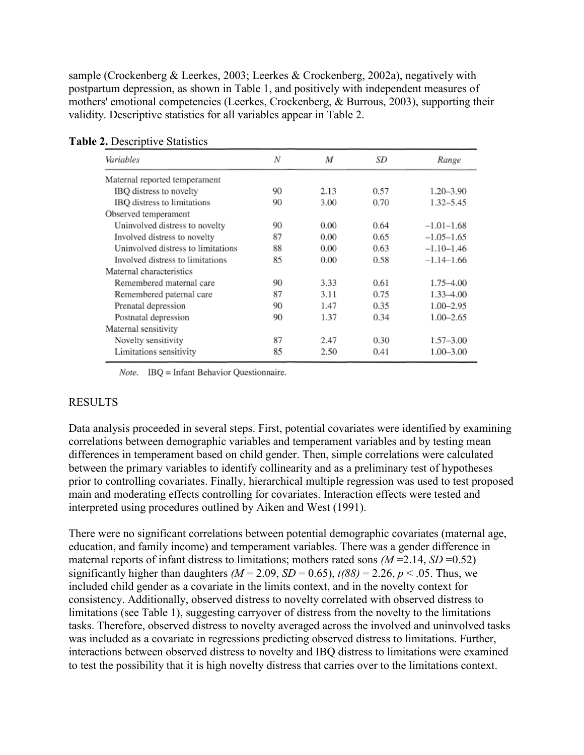sample (Crockenberg & Leerkes, 2003; Leerkes & Crockenberg, 2002a), negatively with postpartum depression, as shown in Table 1, and positively with independent measures of mothers' emotional competencies (Leerkes, Crockenberg, & Burrous, 2003), supporting their validity. Descriptive statistics for all variables appear in Table 2.

**Table 2.** Descriptive Statistics

| *Variables* | *N* | *M* | *SD* | *Range* |
|---|---|---|---|---|
| Maternal reported temperament | | | | |
| IBQ distress to novelty | 90 | 2.13 | 0.57 | 1.20–3.90 |
| IBQ distress to limitations | 90 | 3.00 | 0.70 | 1.32–5.45 |
| Observed temperament | | | | |
| Uninvolved distress to novelty | 90 | 0.00 | 0.64 | −1.01–1.68 |
| Involved distress to novelty | 87 | 0.00 | 0.65 | −1.05–1.65 |
| Uninvolved distress to limitations | 88 | 0.00 | 0.63 | −1.10–1.46 |
| Involved distress to limitations | 85 | 0.00 | 0.58 | −1.14–1.66 |
| Maternal characteristics | | | | |
| Remembered maternal care | 90 | 3.33 | 0.61 | 1.75–4.00 |
| Remembered paternal care | 87 | 3.11 | 0.75 | 1.33–4.00 |
| Prenatal depression | 90 | 1.47 | 0.35 | 1.00–2.95 |
| Postnatal depression | 90 | 1.37 | 0.34 | 1.00–2.65 |
| Maternal sensitivity | | | | |
| Novelty sensitivity | 87 | 2.47 | 0.30 | 1.57–3.00 |
| Limitations sensitivity | 85 | 2.50 | 0.41 | 1.00–3.00 |

*Note.* IBQ = Infant Behavior Questionnaire.

## RESULTS

Data analysis proceeded in several steps. First, potential covariates were identified by examining correlations between demographic variables and temperament variables and by testing mean differences in temperament based on child gender. Then, simple correlations were calculated between the primary variables to identify collinearity and as a preliminary test of hypotheses prior to controlling covariates. Finally, hierarchical multiple regression was used to test proposed main and moderating effects controlling for covariates. Interaction effects were tested and interpreted using procedures outlined by Aiken and West (1991).

There were no significant correlations between potential demographic covariates (maternal age, education, and family income) and temperament variables. There was a gender difference in maternal reports of infant distress to limitations; mothers rated sons ($M$ =2.14, $SD$ =0.52) significantly higher than daughters ($M$ = 2.09, $SD$ = 0.65), $t(88)$ = 2.26, $p$ < .05. Thus, we included child gender as a covariate in the limits context, and in the novelty context for consistency. Additionally, observed distress to novelty correlated with observed distress to limitations (see Table 1), suggesting carryover of distress from the novelty to the limitations tasks. Therefore, observed distress to novelty averaged across the involved and uninvolved tasks was included as a covariate in regressions predicting observed distress to limitations. Further, interactions between observed distress to novelty and IBQ distress to limitations were examined to test the possibility that it is high novelty distress that carries over to the limitations context.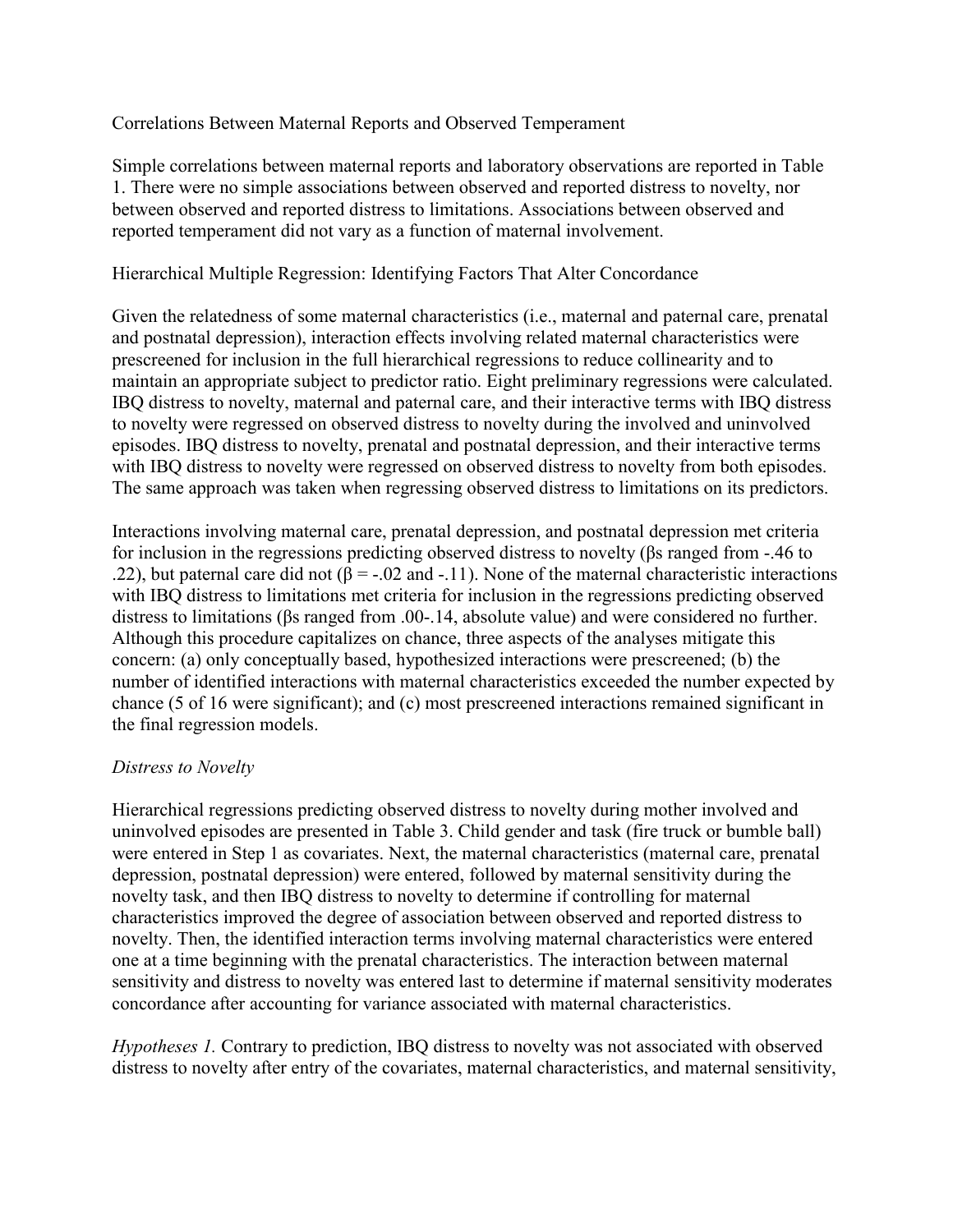## Correlations Between Maternal Reports and Observed Temperament

Simple correlations between maternal reports and laboratory observations are reported in Table 1. There were no simple associations between observed and reported distress to novelty, nor between observed and reported distress to limitations. Associations between observed and reported temperament did not vary as a function of maternal involvement.

## Hierarchical Multiple Regression: Identifying Factors That Alter Concordance

Given the relatedness of some maternal characteristics (i.e., maternal and paternal care, prenatal and postnatal depression), interaction effects involving related maternal characteristics were prescreened for inclusion in the full hierarchical regressions to reduce collinearity and to maintain an appropriate subject to predictor ratio. Eight preliminary regressions were calculated. IBQ distress to novelty, maternal and paternal care, and their interactive terms with IBQ distress to novelty were regressed on observed distress to novelty during the involved and uninvolved episodes. IBQ distress to novelty, prenatal and postnatal depression, and their interactive terms with IBQ distress to novelty were regressed on observed distress to novelty from both episodes. The same approach was taken when regressing observed distress to limitations on its predictors.

Interactions involving maternal care, prenatal depression, and postnatal depression met criteria for inclusion in the regressions predicting observed distress to novelty (βs ranged from -.46 to .22), but paternal care did not (β = -.02 and -.11). None of the maternal characteristic interactions with IBQ distress to limitations met criteria for inclusion in the regressions predicting observed distress to limitations (βs ranged from .00-.14, absolute value) and were considered no further. Although this procedure capitalizes on chance, three aspects of the analyses mitigate this concern: (a) only conceptually based, hypothesized interactions were prescreened; (b) the number of identified interactions with maternal characteristics exceeded the number expected by chance (5 of 16 were significant); and (c) most prescreened interactions remained significant in the final regression models.

### *Distress to Novelty*

Hierarchical regressions predicting observed distress to novelty during mother involved and uninvolved episodes are presented in Table 3. Child gender and task (fire truck or bumble ball) were entered in Step 1 as covariates. Next, the maternal characteristics (maternal care, prenatal depression, postnatal depression) were entered, followed by maternal sensitivity during the novelty task, and then IBQ distress to novelty to determine if controlling for maternal characteristics improved the degree of association between observed and reported distress to novelty. Then, the identified interaction terms involving maternal characteristics were entered one at a time beginning with the prenatal characteristics. The interaction between maternal sensitivity and distress to novelty was entered last to determine if maternal sensitivity moderates concordance after accounting for variance associated with maternal characteristics.

*Hypotheses 1.* Contrary to prediction, IBQ distress to novelty was not associated with observed distress to novelty after entry of the covariates, maternal characteristics, and maternal sensitivity,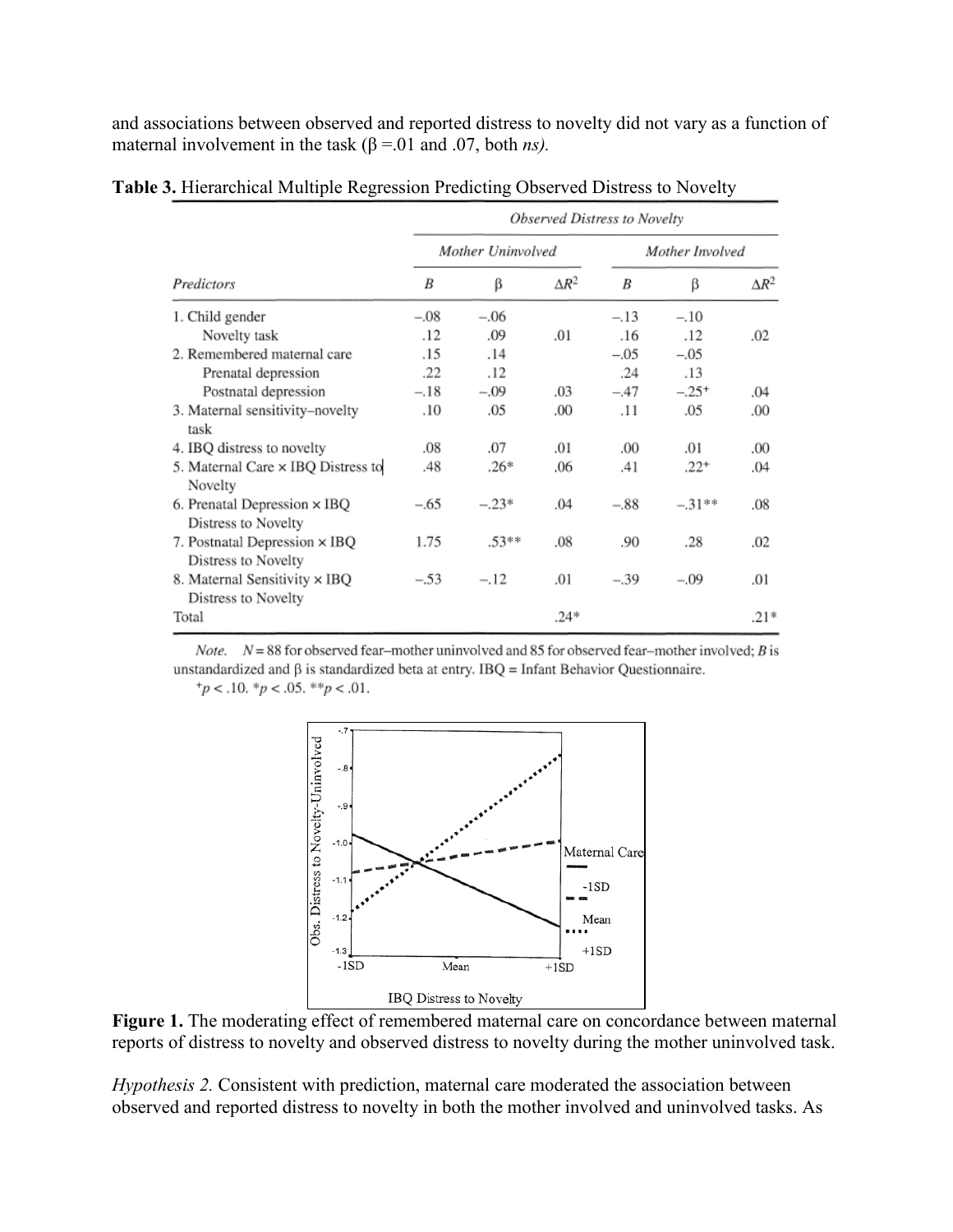and associations between observed and reported distress to novelty did not vary as a function of maternal involvement in the task (β =.01 and .07, both *ns).*

**Table 3.** Hierarchical Multiple Regression Predicting Observed Distress to Novelty

| | *Observed Distress to Novelty* | | | | | |
|---|---|---|---|---|---|---|
| | *Mother Uninvolved* | | | *Mother Involved* | | |
| *Predictors* | *B* | β | $\Delta R^2$ | *B* | β | $\Delta R^2$ |
| 1. Child gender | −.08 | −.06 | | −.13 | −.10 | |
| Novelty task | .12 | .09 | .01 | .16 | .12 | .02 |
| 2. Remembered maternal care | .15 | .14 | | −.05 | −.05 | |
| Prenatal depression | .22 | .12 | | .24 | .13 | |
| Postnatal depression | −.18 | −.09 | .03 | −.47 | −.25+ | .04 |
| 3. Maternal sensitivity–novelty task | .10 | .05 | .00 | .11 | .05 | .00 |
| 4. IBQ distress to novelty | .08 | .07 | .01 | .00 | .01 | .00 |
| 5. Maternal Care × IBQ Distress to Novelty | .48 | .26* | .06 | .41 | .22+ | .04 |
| 6. Prenatal Depression × IBQ Distress to Novelty | −.65 | −.23* | .04 | −.88 | −.31** | .08 |
| 7. Postnatal Depression × IBQ Distress to Novelty | 1.75 | .53** | .08 | .90 | .28 | .02 |
| 8. Maternal Sensitivity × IBQ Distress to Novelty | −.53 | −.12 | .01 | −.39 | −.09 | .01 |
| Total | | | .24* | | | .21* |

*Note.* $N = 88$ for observed fear–mother uninvolved and 85 for observed fear–mother involved; *B* is unstandardized and β is standardized beta at entry. IBQ = Infant Behavior Questionnaire.
$^+p < .10$. $^*p < .05$. $^{**}p < .01$.

**Figure 1.** The moderating effect of remembered maternal care on concordance between maternal reports of distress to novelty and observed distress to novelty during the mother uninvolved task.

*Hypothesis 2.* Consistent with prediction, maternal care moderated the association between observed and reported distress to novelty in both the mother involved and uninvolved tasks. As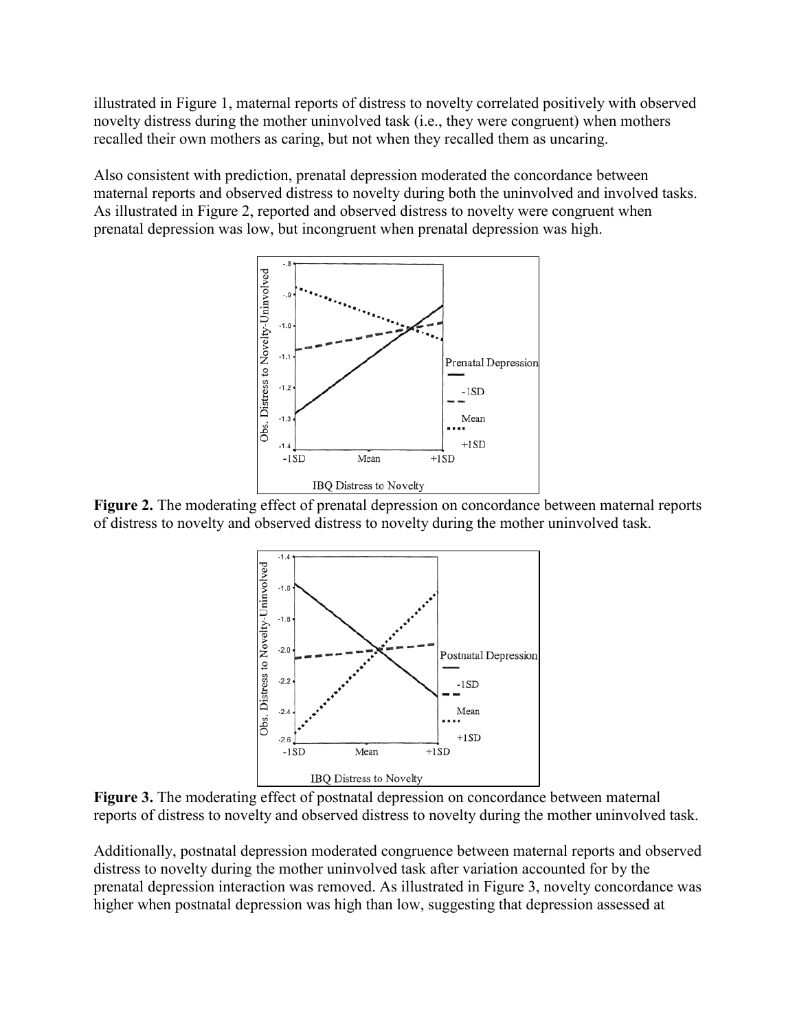illustrated in Figure 1, maternal reports of distress to novelty correlated positively with observed novelty distress during the mother uninvolved task (i.e., they were congruent) when mothers recalled their own mothers as caring, but not when they recalled them as uncaring.

Also consistent with prediction, prenatal depression moderated the concordance between maternal reports and observed distress to novelty during both the uninvolved and involved tasks. As illustrated in Figure 2, reported and observed distress to novelty were congruent when prenatal depression was low, but incongruent when prenatal depression was high.

**Figure 2.** The moderating effect of prenatal depression on concordance between maternal reports of distress to novelty and observed distress to novelty during the mother uninvolved task.

**Figure 3.** The moderating effect of postnatal depression on concordance between maternal reports of distress to novelty and observed distress to novelty during the mother uninvolved task.

Additionally, postnatal depression moderated congruence between maternal reports and observed distress to novelty during the mother uninvolved task after variation accounted for by the prenatal depression interaction was removed. As illustrated in Figure 3, novelty concordance was higher when postnatal depression was high than low, suggesting that depression assessed at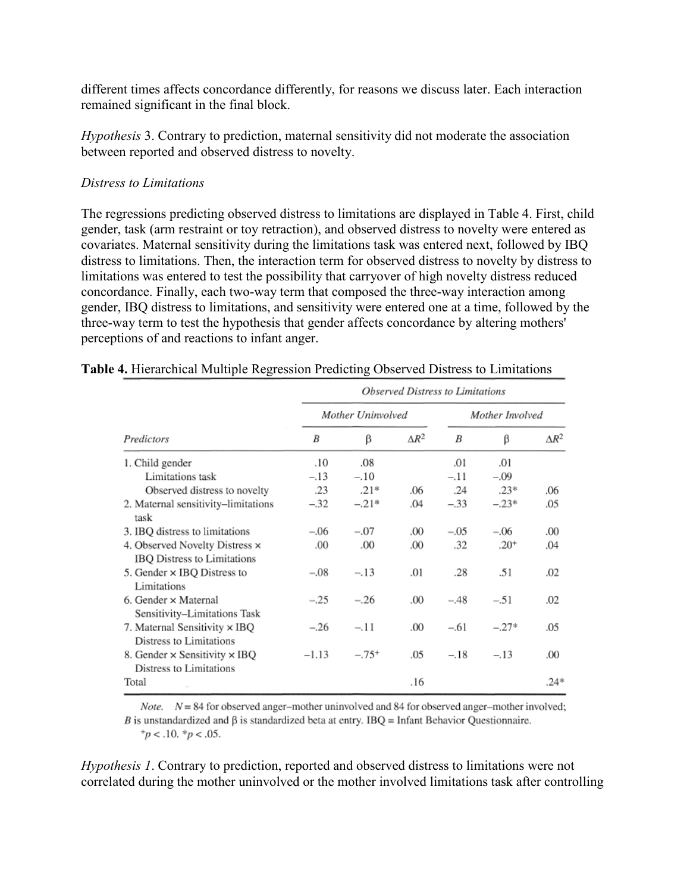different times affects concordance differently, for reasons we discuss later. Each interaction remained significant in the final block.

*Hypothesis* 3. Contrary to prediction, maternal sensitivity did not moderate the association between reported and observed distress to novelty.

*Distress to Limitations*

The regressions predicting observed distress to limitations are displayed in Table 4. First, child gender, task (arm restraint or toy retraction), and observed distress to novelty were entered as covariates. Maternal sensitivity during the limitations task was entered next, followed by IBQ distress to limitations. Then, the interaction term for observed distress to novelty by distress to limitations was entered to test the possibility that carryover of high novelty distress reduced concordance. Finally, each two-way term that composed the three-way interaction among gender, IBQ distress to limitations, and sensitivity were entered one at a time, followed by the three-way term to test the hypothesis that gender affects concordance by altering mothers' perceptions of and reactions to infant anger.

**Table 4.** Hierarchical Multiple Regression Predicting Observed Distress to Limitations

| | *Observed Distress to Limitations* | | | | | |
|---|---|---|---|---|---|---|
| | *Mother Uninvolved* | | | *Mother Involved* | | |
| *Predictors* | *B* | β | $\Delta R^2$ | *B* | β | $\Delta R^2$ |
| 1. Child gender | .10 | .08 | | .01 | .01 | |
| Limitations task | −.13 | −.10 | | −.11 | −.09 | |
| Observed distress to novelty | .23 | .21* | .06 | .24 | .23* | .06 |
| 2. Maternal sensitivity–limitations task | −.32 | −.21* | .04 | −.33 | −.23* | .05 |
| 3. IBQ distress to limitations | −.06 | −.07 | .00 | −.05 | −.06 | .00 |
| 4. Observed Novelty Distress × IBQ Distress to Limitations | .00 | .00 | .00 | .32 | .20⁺ | .04 |
| 5. Gender × IBQ Distress to Limitations | −.08 | −.13 | .01 | .28 | .51 | .02 |
| 6. Gender × Maternal Sensitivity–Limitations Task | −.25 | −.26 | .00 | −.48 | −.51 | .02 |
| 7. Maternal Sensitivity × IBQ Distress to Limitations | −.26 | −.11 | .00 | −.61 | −.27* | .05 |
| 8. Gender × Sensitivity × IBQ Distress to Limitations | −1.13 | −.75⁺ | .05 | −.18 | −.13 | .00 |
| Total | | | .16 | | | .24* |

*Note.* $N = 84$ for observed anger–mother uninvolved and 84 for observed anger–mother involved; *B* is unstandardized and β is standardized beta at entry. IBQ = Infant Behavior Questionnaire.
⁺$p < .10$. *$p < .05$.

*Hypothesis 1*. Contrary to prediction, reported and observed distress to limitations were not correlated during the mother uninvolved or the mother involved limitations task after controlling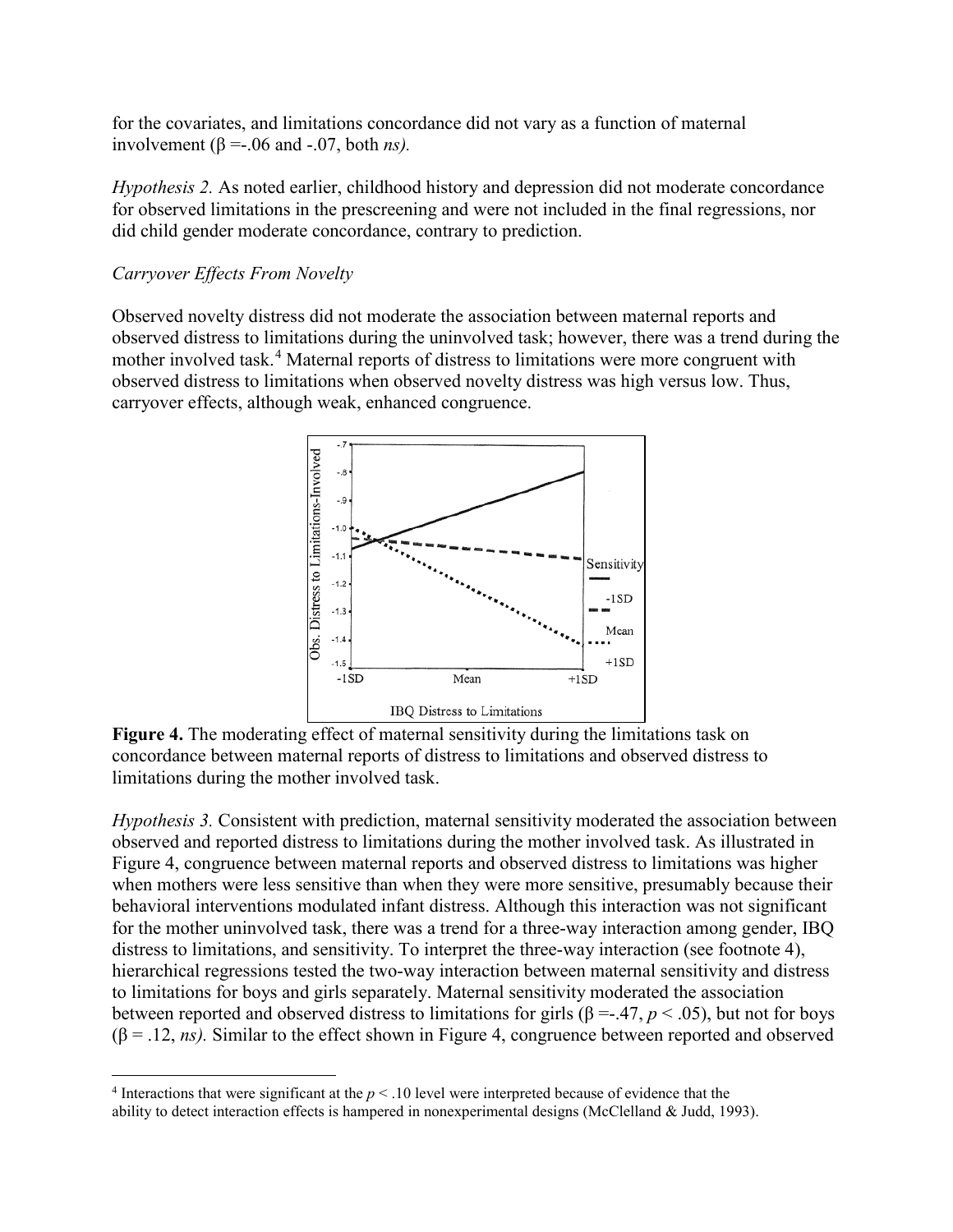for the covariates, and limitations concordance did not vary as a function of maternal involvement ($\beta$ =-.06 and -.07, both *ns).*

*Hypothesis 2.* As noted earlier, childhood history and depression did not moderate concordance for observed limitations in the prescreening and were not included in the final regressions, nor did child gender moderate concordance, contrary to prediction.

*Carryover Effects From Novelty*

Observed novelty distress did not moderate the association between maternal reports and observed distress to limitations during the uninvolved task; however, there was a trend during the mother involved task.[4] Maternal reports of distress to limitations were more congruent with observed distress to limitations when observed novelty distress was high versus low. Thus, carryover effects, although weak, enhanced congruence.

**Figure 4.** The moderating effect of maternal sensitivity during the limitations task on concordance between maternal reports of distress to limitations and observed distress to limitations during the mother involved task.

*Hypothesis 3.* Consistent with prediction, maternal sensitivity moderated the association between observed and reported distress to limitations during the mother involved task. As illustrated in Figure 4, congruence between maternal reports and observed distress to limitations was higher when mothers were less sensitive than when they were more sensitive, presumably because their behavioral interventions modulated infant distress. Although this interaction was not significant for the mother uninvolved task, there was a trend for a three-way interaction among gender, IBQ distress to limitations, and sensitivity. To interpret the three-way interaction (see footnote 4), hierarchical regressions tested the two-way interaction between maternal sensitivity and distress to limitations for boys and girls separately. Maternal sensitivity moderated the association between reported and observed distress to limitations for girls ($\beta$ =-.47, $p < .05$), but not for boys ($\beta$ = .12, *ns).* Similar to the effect shown in Figure 4, congruence between reported and observed

[4] Interactions that were significant at the $p < .10$ level were interpreted because of evidence that the ability to detect interaction effects is hampered in nonexperimental designs (McClelland & Judd, 1993).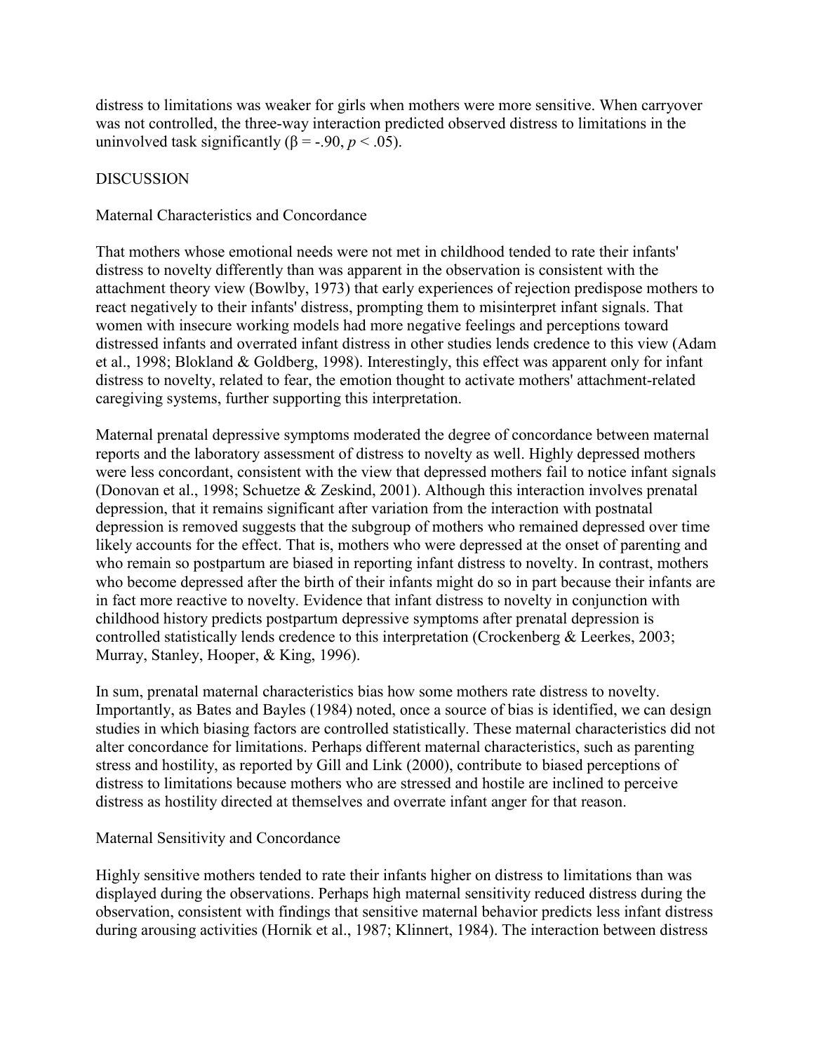distress to limitations was weaker for girls when mothers were more sensitive. When carryover was not controlled, the three-way interaction predicted observed distress to limitations in the uninvolved task significantly ($\beta = -.90$, $p < .05$).

## DISCUSSION

### Maternal Characteristics and Concordance

That mothers whose emotional needs were not met in childhood tended to rate their infants' distress to novelty differently than was apparent in the observation is consistent with the attachment theory view (Bowlby, 1973) that early experiences of rejection predispose mothers to react negatively to their infants' distress, prompting them to misinterpret infant signals. That women with insecure working models had more negative feelings and perceptions toward distressed infants and overrated infant distress in other studies lends credence to this view (Adam et al., 1998; Blokland & Goldberg, 1998). Interestingly, this effect was apparent only for infant distress to novelty, related to fear, the emotion thought to activate mothers' attachment-related caregiving systems, further supporting this interpretation.

Maternal prenatal depressive symptoms moderated the degree of concordance between maternal reports and the laboratory assessment of distress to novelty as well. Highly depressed mothers were less concordant, consistent with the view that depressed mothers fail to notice infant signals (Donovan et al., 1998; Schuetze & Zeskind, 2001). Although this interaction involves prenatal depression, that it remains significant after variation from the interaction with postnatal depression is removed suggests that the subgroup of mothers who remained depressed over time likely accounts for the effect. That is, mothers who were depressed at the onset of parenting and who remain so postpartum are biased in reporting infant distress to novelty. In contrast, mothers who become depressed after the birth of their infants might do so in part because their infants are in fact more reactive to novelty. Evidence that infant distress to novelty in conjunction with childhood history predicts postpartum depressive symptoms after prenatal depression is controlled statistically lends credence to this interpretation (Crockenberg & Leerkes, 2003; Murray, Stanley, Hooper, & King, 1996).

In sum, prenatal maternal characteristics bias how some mothers rate distress to novelty. Importantly, as Bates and Bayles (1984) noted, once a source of bias is identified, we can design studies in which biasing factors are controlled statistically. These maternal characteristics did not alter concordance for limitations. Perhaps different maternal characteristics, such as parenting stress and hostility, as reported by Gill and Link (2000), contribute to biased perceptions of distress to limitations because mothers who are stressed and hostile are inclined to perceive distress as hostility directed at themselves and overrate infant anger for that reason.

### Maternal Sensitivity and Concordance

Highly sensitive mothers tended to rate their infants higher on distress to limitations than was displayed during the observations. Perhaps high maternal sensitivity reduced distress during the observation, consistent with findings that sensitive maternal behavior predicts less infant distress during arousing activities (Hornik et al., 1987; Klinnert, 1984). The interaction between distress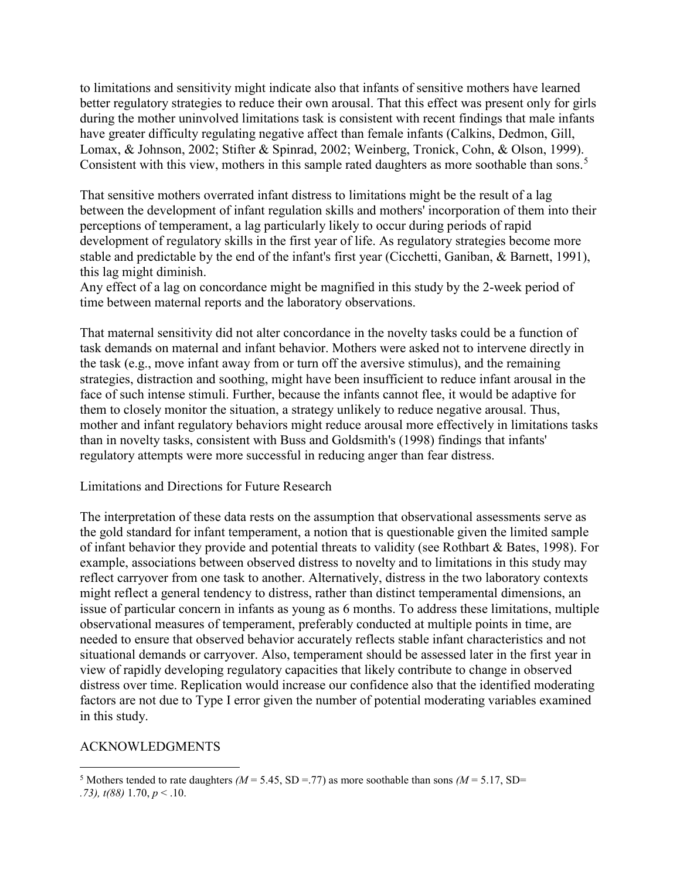to limitations and sensitivity might indicate also that infants of sensitive mothers have learned better regulatory strategies to reduce their own arousal. That this effect was present only for girls during the mother uninvolved limitations task is consistent with recent findings that male infants have greater difficulty regulating negative affect than female infants (Calkins, Dedmon, Gill, Lomax, & Johnson, 2002; Stifter & Spinrad, 2002; Weinberg, Tronick, Cohn, & Olson, 1999). Consistent with this view, mothers in this sample rated daughters as more soothable than sons.[5]

That sensitive mothers overrated infant distress to limitations might be the result of a lag between the development of infant regulation skills and mothers' incorporation of them into their perceptions of temperament, a lag particularly likely to occur during periods of rapid development of regulatory skills in the first year of life. As regulatory strategies become more stable and predictable by the end of the infant's first year (Cicchetti, Ganiban, & Barnett, 1991), this lag might diminish.

Any effect of a lag on concordance might be magnified in this study by the 2-week period of time between maternal reports and the laboratory observations.

That maternal sensitivity did not alter concordance in the novelty tasks could be a function of task demands on maternal and infant behavior. Mothers were asked not to intervene directly in the task (e.g., move infant away from or turn off the aversive stimulus), and the remaining strategies, distraction and soothing, might have been insufficient to reduce infant arousal in the face of such intense stimuli. Further, because the infants cannot flee, it would be adaptive for them to closely monitor the situation, a strategy unlikely to reduce negative arousal. Thus, mother and infant regulatory behaviors might reduce arousal more effectively in limitations tasks than in novelty tasks, consistent with Buss and Goldsmith's (1998) findings that infants' regulatory attempts were more successful in reducing anger than fear distress.

## Limitations and Directions for Future Research

The interpretation of these data rests on the assumption that observational assessments serve as the gold standard for infant temperament, a notion that is questionable given the limited sample of infant behavior they provide and potential threats to validity (see Rothbart & Bates, 1998). For example, associations between observed distress to novelty and to limitations in this study may reflect carryover from one task to another. Alternatively, distress in the two laboratory contexts might reflect a general tendency to distress, rather than distinct temperamental dimensions, an issue of particular concern in infants as young as 6 months. To address these limitations, multiple observational measures of temperament, preferably conducted at multiple points in time, are needed to ensure that observed behavior accurately reflects stable infant characteristics and not situational demands or carryover. Also, temperament should be assessed later in the first year in view of rapidly developing regulatory capacities that likely contribute to change in observed distress over time. Replication would increase our confidence also that the identified moderating factors are not due to Type I error given the number of potential moderating variables examined in this study.

## ACKNOWLEDGMENTS

---

[5] Mothers tended to rate daughters *($M$ = 5.45, SD =.77)* as more soothable than sons *($M$ = 5.17, SD= .73), $t(88)$* 1.70, $p < .10$.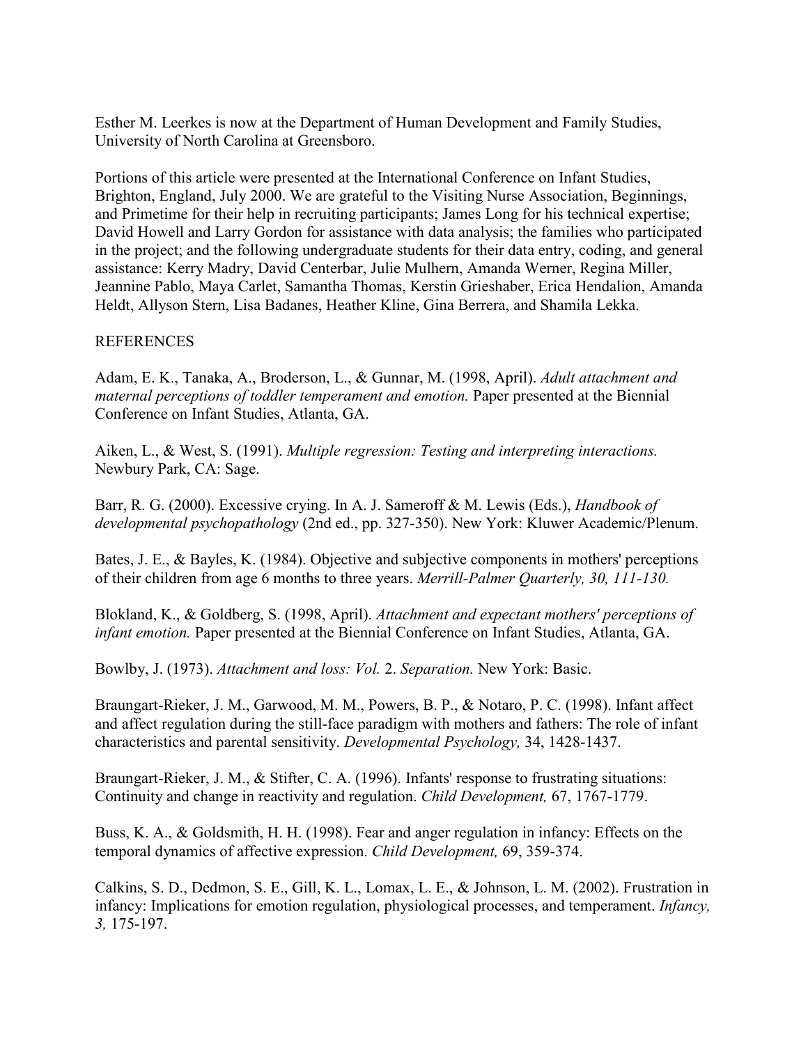Esther M. Leerkes is now at the Department of Human Development and Family Studies, University of North Carolina at Greensboro.

Portions of this article were presented at the International Conference on Infant Studies, Brighton, England, July 2000. We are grateful to the Visiting Nurse Association, Beginnings, and Primetime for their help in recruiting participants; James Long for his technical expertise; David Howell and Larry Gordon for assistance with data analysis; the families who participated in the project; and the following undergraduate students for their data entry, coding, and general assistance: Kerry Madry, David Centerbar, Julie Mulhern, Amanda Werner, Regina Miller, Jeannine Pablo, Maya Carlet, Samantha Thomas, Kerstin Grieshaber, Erica Hendalion, Amanda Heldt, Allyson Stern, Lisa Badanes, Heather Kline, Gina Berrera, and Shamila Lekka.

REFERENCES

Adam, E. K., Tanaka, A., Broderson, L., & Gunnar, M. (1998, April). *Adult attachment and maternal perceptions of toddler temperament and emotion.* Paper presented at the Biennial Conference on Infant Studies, Atlanta, GA.

Aiken, L., & West, S. (1991). *Multiple regression: Testing and interpreting interactions.* Newbury Park, CA: Sage.

Barr, R. G. (2000). Excessive crying. In A. J. Sameroff & M. Lewis (Eds.), *Handbook of developmental psychopathology* (2nd ed., pp. 327-350). New York: Kluwer Academic/Plenum.

Bates, J. E., & Bayles, K. (1984). Objective and subjective components in mothers' perceptions of their children from age 6 months to three years. *Merrill-Palmer Quarterly, 30, 111-130.*

Blokland, K., & Goldberg, S. (1998, April). *Attachment and expectant mothers' perceptions of infant emotion.* Paper presented at the Biennial Conference on Infant Studies, Atlanta, GA.

Bowlby, J. (1973). *Attachment and loss: Vol.* 2. *Separation.* New York: Basic.

Braungart-Rieker, J. M., Garwood, M. M., Powers, B. P., & Notaro, P. C. (1998). Infant affect and affect regulation during the still-face paradigm with mothers and fathers: The role of infant characteristics and parental sensitivity. *Developmental Psychology,* 34, 1428-1437.

Braungart-Rieker, J. M., & Stifter, C. A. (1996). Infants' response to frustrating situations: Continuity and change in reactivity and regulation. *Child Development,* 67, 1767-1779.

Buss, K. A., & Goldsmith, H. H. (1998). Fear and anger regulation in infancy: Effects on the temporal dynamics of affective expression. *Child Development,* 69, 359-374.

Calkins, S. D., Dedmon, S. E., Gill, K. L., Lomax, L. E., & Johnson, L. M. (2002). Frustration in infancy: Implications for emotion regulation, physiological processes, and temperament. *Infancy, 3,* 175-197.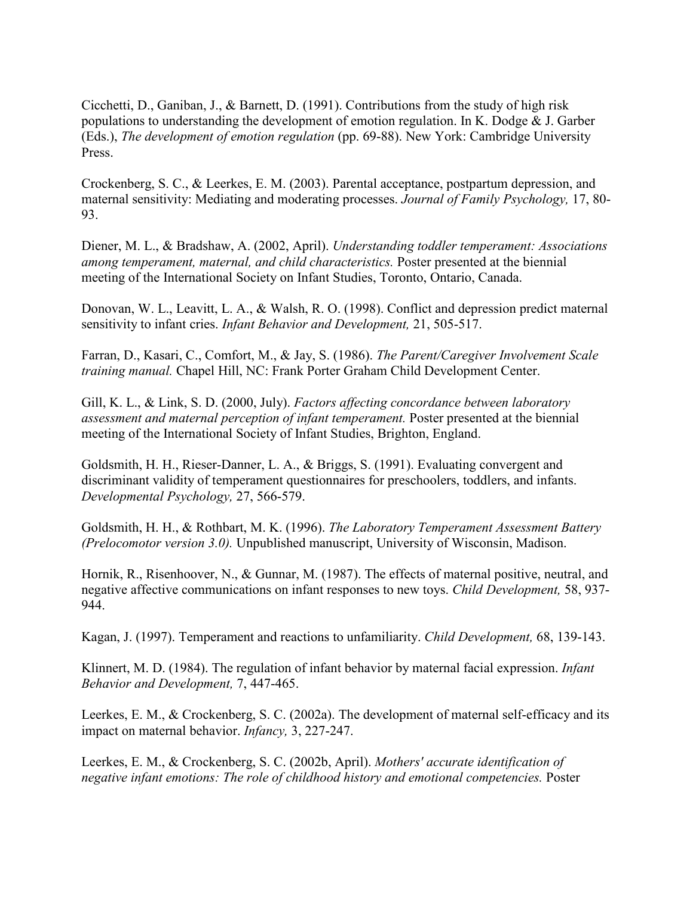Cicchetti, D., Ganiban, J., & Barnett, D. (1991). Contributions from the study of high risk populations to understanding the development of emotion regulation. In K. Dodge & J. Garber (Eds.), *The development of emotion regulation* (pp. 69-88). New York: Cambridge University Press.

Crockenberg, S. C., & Leerkes, E. M. (2003). Parental acceptance, postpartum depression, and maternal sensitivity: Mediating and moderating processes. *Journal of Family Psychology,* 17, 80-93.

Diener, M. L., & Bradshaw, A. (2002, April). *Understanding toddler temperament: Associations among temperament, maternal, and child characteristics.* Poster presented at the biennial meeting of the International Society on Infant Studies, Toronto, Ontario, Canada.

Donovan, W. L., Leavitt, L. A., & Walsh, R. O. (1998). Conflict and depression predict maternal sensitivity to infant cries. *Infant Behavior and Development,* 21, 505-517.

Farran, D., Kasari, C., Comfort, M., & Jay, S. (1986). *The Parent/Caregiver Involvement Scale training manual.* Chapel Hill, NC: Frank Porter Graham Child Development Center.

Gill, K. L., & Link, S. D. (2000, July). *Factors affecting concordance between laboratory assessment and maternal perception of infant temperament.* Poster presented at the biennial meeting of the International Society of Infant Studies, Brighton, England.

Goldsmith, H. H., Rieser-Danner, L. A., & Briggs, S. (1991). Evaluating convergent and discriminant validity of temperament questionnaires for preschoolers, toddlers, and infants. *Developmental Psychology,* 27, 566-579.

Goldsmith, H. H., & Rothbart, M. K. (1996). *The Laboratory Temperament Assessment Battery (Prelocomotor version 3.0).* Unpublished manuscript, University of Wisconsin, Madison.

Hornik, R., Risenhoover, N., & Gunnar, M. (1987). The effects of maternal positive, neutral, and negative affective communications on infant responses to new toys. *Child Development,* 58, 937-944.

Kagan, J. (1997). Temperament and reactions to unfamiliarity. *Child Development,* 68, 139-143.

Klinnert, M. D. (1984). The regulation of infant behavior by maternal facial expression. *Infant Behavior and Development,* 7, 447-465.

Leerkes, E. M., & Crockenberg, S. C. (2002a). The development of maternal self-efficacy and its impact on maternal behavior. *Infancy,* 3, 227-247.

Leerkes, E. M., & Crockenberg, S. C. (2002b, April). *Mothers' accurate identification of negative infant emotions: The role of childhood history and emotional competencies.* Poster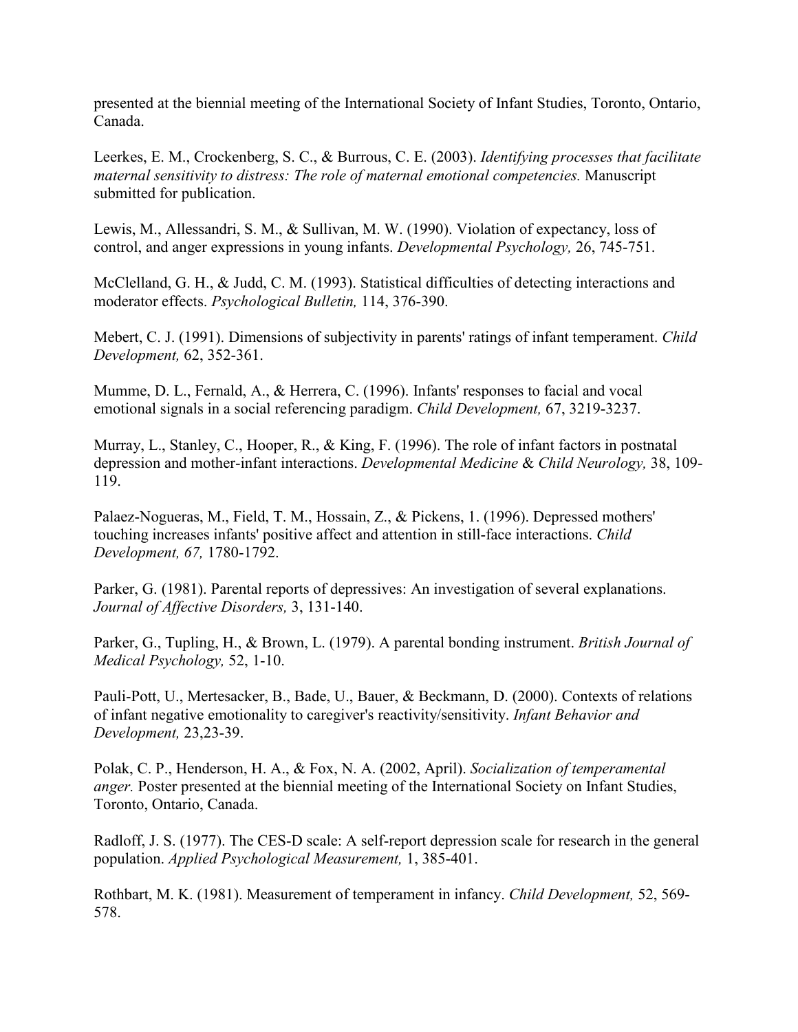presented at the biennial meeting of the International Society of Infant Studies, Toronto, Ontario, Canada.

Leerkes, E. M., Crockenberg, S. C., & Burrous, C. E. (2003). *Identifying processes that facilitate maternal sensitivity to distress: The role of maternal emotional competencies.* Manuscript submitted for publication.

Lewis, M., Allessandri, S. M., & Sullivan, M. W. (1990). Violation of expectancy, loss of control, and anger expressions in young infants. *Developmental Psychology,* 26, 745-751.

McClelland, G. H., & Judd, C. M. (1993). Statistical difficulties of detecting interactions and moderator effects. *Psychological Bulletin,* 114, 376-390.

Mebert, C. J. (1991). Dimensions of subjectivity in parents' ratings of infant temperament. *Child Development,* 62, 352-361.

Mumme, D. L., Fernald, A., & Herrera, C. (1996). Infants' responses to facial and vocal emotional signals in a social referencing paradigm. *Child Development,* 67, 3219-3237.

Murray, L., Stanley, C., Hooper, R., & King, F. (1996). The role of infant factors in postnatal depression and mother-infant interactions. *Developmental Medicine* & *Child Neurology,* 38, 109-119.

Palaez-Nogueras, M., Field, T. M., Hossain, Z., & Pickens, 1. (1996). Depressed mothers' touching increases infants' positive affect and attention in still-face interactions. *Child Development, 67,* 1780-1792.

Parker, G. (1981). Parental reports of depressives: An investigation of several explanations. *Journal of Affective Disorders,* 3, 131-140.

Parker, G., Tupling, H., & Brown, L. (1979). A parental bonding instrument. *British Journal of Medical Psychology,* 52, 1-10.

Pauli-Pott, U., Mertesacker, B., Bade, U., Bauer, & Beckmann, D. (2000). Contexts of relations of infant negative emotionality to caregiver's reactivity/sensitivity. *Infant Behavior and Development,* 23,23-39.

Polak, C. P., Henderson, H. A., & Fox, N. A. (2002, April). *Socialization of temperamental anger.* Poster presented at the biennial meeting of the International Society on Infant Studies, Toronto, Ontario, Canada.

Radloff, J. S. (1977). The CES-D scale: A self-report depression scale for research in the general population. *Applied Psychological Measurement,* 1, 385-401.

Rothbart, M. K. (1981). Measurement of temperament in infancy. *Child Development,* 52, 569-578.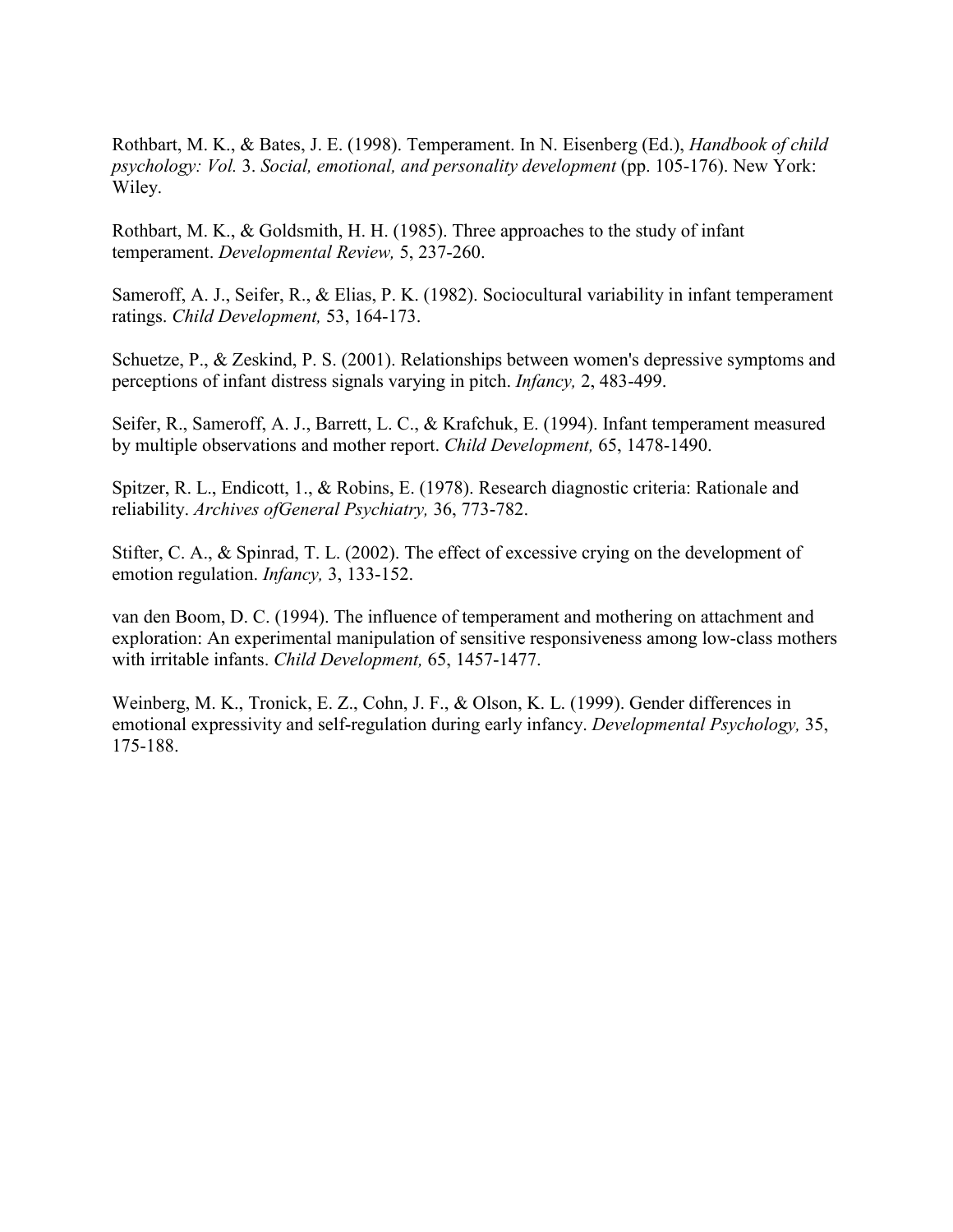Rothbart, M. K., & Bates, J. E. (1998). Temperament. In N. Eisenberg (Ed.), *Handbook of child psychology: Vol.* 3. *Social, emotional, and personality development* (pp. 105-176). New York: Wiley.

Rothbart, M. K., & Goldsmith, H. H. (1985). Three approaches to the study of infant temperament. *Developmental Review,* 5, 237-260.

Sameroff, A. J., Seifer, R., & Elias, P. K. (1982). Sociocultural variability in infant temperament ratings. *Child Development,* 53, 164-173.

Schuetze, P., & Zeskind, P. S. (2001). Relationships between women's depressive symptoms and perceptions of infant distress signals varying in pitch. *Infancy,* 2, 483-499.

Seifer, R., Sameroff, A. J., Barrett, L. C., & Krafchuk, E. (1994). Infant temperament measured by multiple observations and mother report. *Child Development,* 65, 1478-1490.

Spitzer, R. L., Endicott, 1., & Robins, E. (1978). Research diagnostic criteria: Rationale and reliability. *Archives ofGeneral Psychiatry,* 36, 773-782.

Stifter, C. A., & Spinrad, T. L. (2002). The effect of excessive crying on the development of emotion regulation. *Infancy,* 3, 133-152.

van den Boom, D. C. (1994). The influence of temperament and mothering on attachment and exploration: An experimental manipulation of sensitive responsiveness among low-class mothers with irritable infants. *Child Development,* 65, 1457-1477.

Weinberg, M. K., Tronick, E. Z., Cohn, J. F., & Olson, K. L. (1999). Gender differences in emotional expressivity and self-regulation during early infancy. *Developmental Psychology,* 35, 175-188.